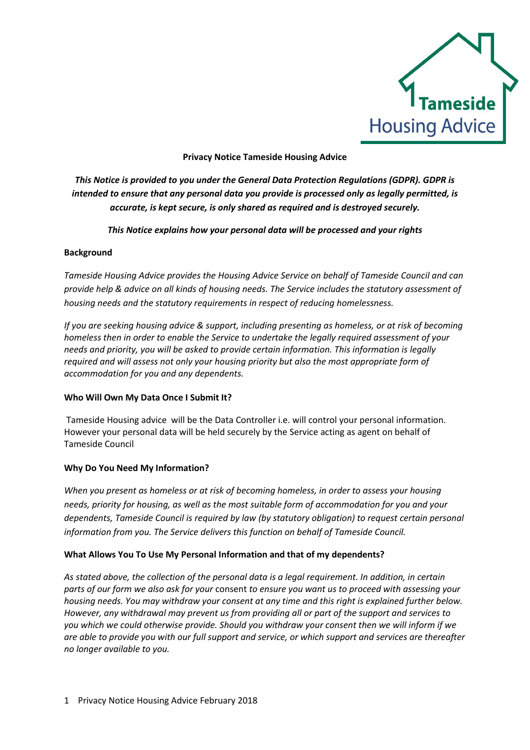**Privacy Notice Tameside Housing Advice**

***This Notice is provided to you under the General Data Protection Regulations (GDPR). GDPR is intended to ensure that any personal data you provide is processed only as legally permitted, is accurate, is kept secure, is only shared as required and is destroyed securely.***

***This Notice explains how your personal data will be processed and your rights***

**Background**

*Tameside Housing Advice provides the Housing Advice Service on behalf of Tameside Council and can provide help & advice on all kinds of housing needs. The Service includes the statutory assessment of housing needs and the statutory requirements in respect of reducing homelessness.*

*If you are seeking housing advice & support, including presenting as homeless, or at risk of becoming homeless then in order to enable the Service to undertake the legally required assessment of your needs and priority, you will be asked to provide certain information. This information is legally required and will assess not only your housing priority but also the most appropriate form of accommodation for you and any dependents.*

**Who Will Own My Data Once I Submit It?**

Tameside Housing advice will be the Data Controller i.e. will control your personal information. However your personal data will be held securely by the Service acting as agent on behalf of Tameside Council

**Why Do You Need My Information?**

*When you present as homeless or at risk of becoming homeless, in order to assess your housing needs, priority for housing, as well as the most suitable form of accommodation for you and your dependents, Tameside Council is required by law (by statutory obligation) to request certain personal information from you. The Service delivers this function on behalf of Tameside Council.*

**What Allows You To Use My Personal Information and that of my dependents?**

*As stated above, the collection of the personal data is a legal requirement. In addition, in certain parts of our form we also ask for your* consent *to ensure you want us to proceed with assessing your housing needs. You may withdraw your consent at any time and this right is explained further below. However, any withdrawal may prevent us from providing all or part of the support and services to you which we could otherwise provide. Should you withdraw your consent then we will inform if we are able to provide you with our full support and service, or which support and services are thereafter no longer available to you.*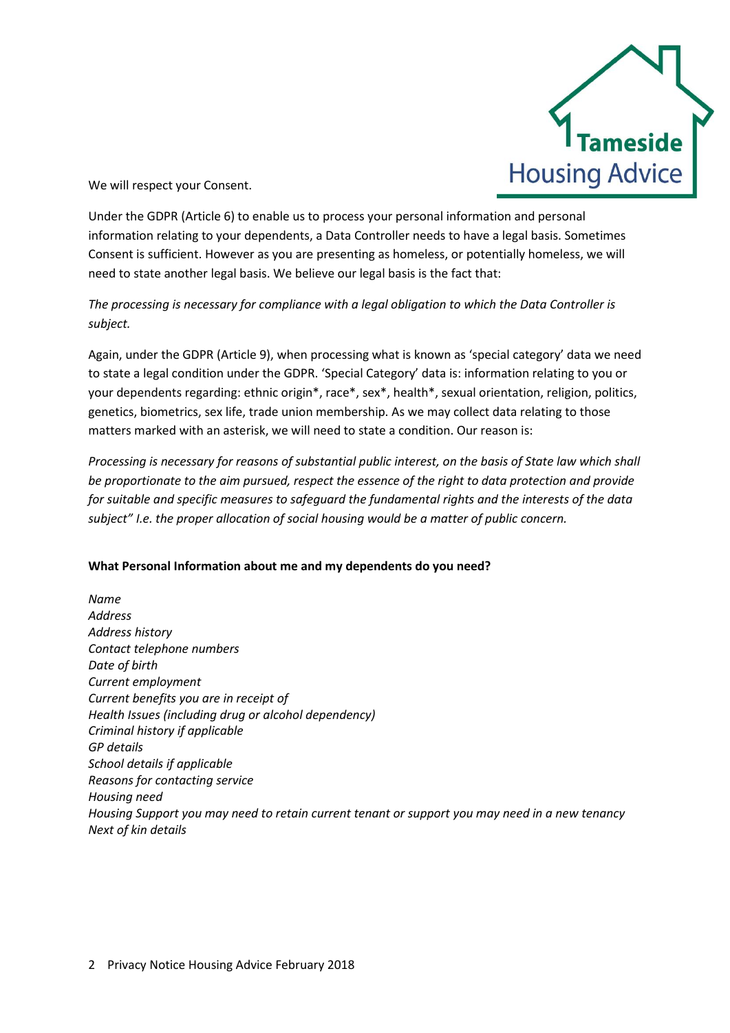We will respect your Consent.

Under the GDPR (Article 6) to enable us to process your personal information and personal information relating to your dependents, a Data Controller needs to have a legal basis. Sometimes Consent is sufficient. However as you are presenting as homeless, or potentially homeless, we will need to state another legal basis. We believe our legal basis is the fact that:

*The processing is necessary for compliance with a legal obligation to which the Data Controller is subject.*

Again, under the GDPR (Article 9), when processing what is known as 'special category' data we need to state a legal condition under the GDPR. 'Special Category' data is: information relating to you or your dependents regarding: ethnic origin*, race*, sex*, health*, sexual orientation, religion, politics, genetics, biometrics, sex life, trade union membership. As we may collect data relating to those matters marked with an asterisk, we will need to state a condition. Our reason is:

*Processing is necessary for reasons of substantial public interest, on the basis of State law which shall be proportionate to the aim pursued, respect the essence of the right to data protection and provide for suitable and specific measures to safeguard the fundamental rights and the interests of the data subject" I.e. the proper allocation of social housing would be a matter of public concern.*

**What Personal Information about me and my dependents do you need?**

*Name*
*Address*
*Address history*
*Contact telephone numbers*
*Date of birth*
*Current employment*
*Current benefits you are in receipt of*
*Health Issues (including drug or alcohol dependency)*
*Criminal history if applicable*
*GP details*
*School details if applicable*
*Reasons for contacting service*
*Housing need*
*Housing Support you may need to retain current tenant or support you may need in a new tenancy*
*Next of kin details*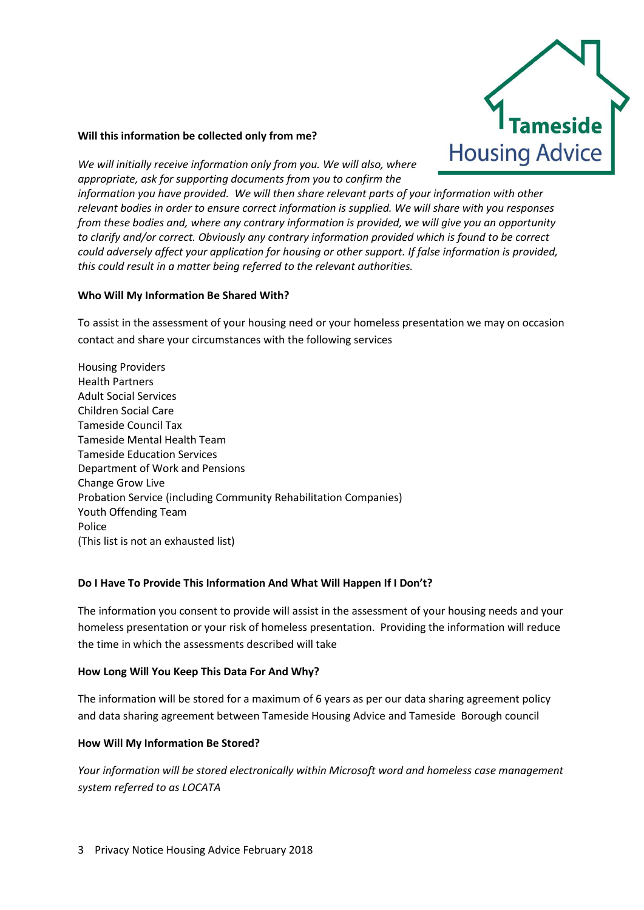**Will this information be collected only from me?**

*We will initially receive information only from you. We will also, where appropriate, ask for supporting documents from you to confirm the information you have provided. We will then share relevant parts of your information with other relevant bodies in order to ensure correct information is supplied. We will share with you responses from these bodies and, where any contrary information is provided, we will give you an opportunity to clarify and/or correct. Obviously any contrary information provided which is found to be correct could adversely affect your application for housing or other support. If false information is provided, this could result in a matter being referred to the relevant authorities.*

**Who Will My Information Be Shared With?**

To assist in the assessment of your housing need or your homeless presentation we may on occasion contact and share your circumstances with the following services

Housing Providers
Health Partners
Adult Social Services
Children Social Care
Tameside Council Tax
Tameside Mental Health Team
Tameside Education Services
Department of Work and Pensions
Change Grow Live
Probation Service (including Community Rehabilitation Companies)
Youth Offending Team
Police
(This list is not an exhausted list)

**Do I Have To Provide This Information And What Will Happen If I Don't?**

The information you consent to provide will assist in the assessment of your housing needs and your homeless presentation or your risk of homeless presentation. Providing the information will reduce the time in which the assessments described will take

**How Long Will You Keep This Data For And Why?**

The information will be stored for a maximum of 6 years as per our data sharing agreement policy and data sharing agreement between Tameside Housing Advice and Tameside Borough council

**How Will My Information Be Stored?**

*Your information will be stored electronically within Microsoft word and homeless case management system referred to as LOCATA*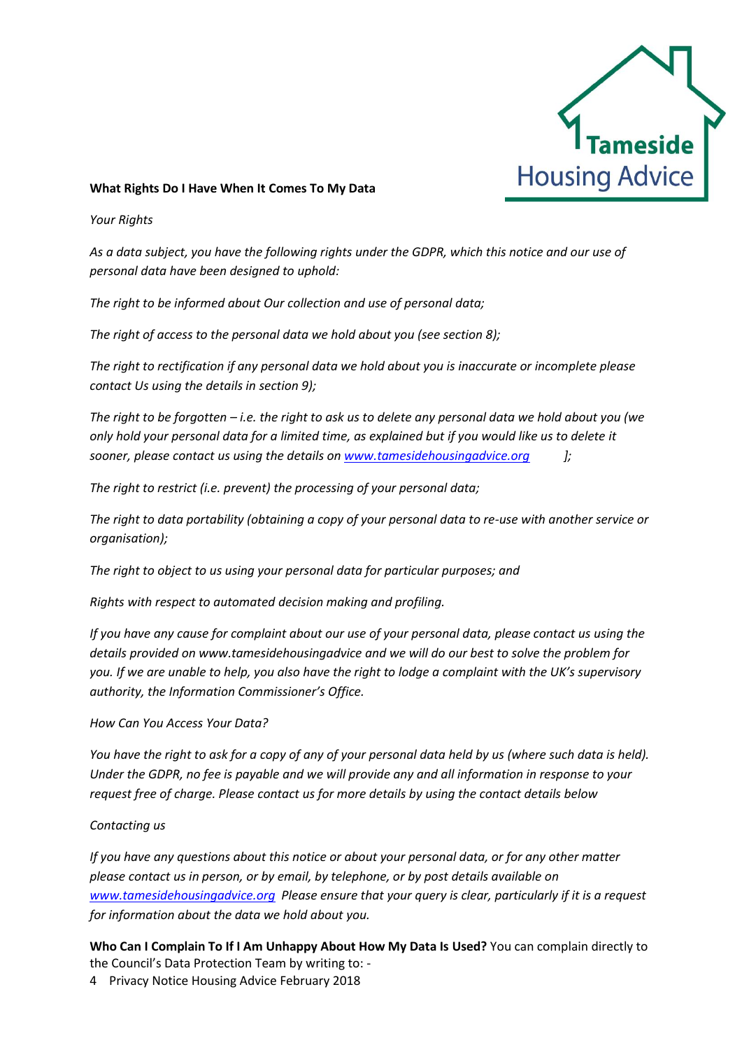**What Rights Do I Have When It Comes To My Data**

*Your Rights*

*As a data subject, you have the following rights under the GDPR, which this notice and our use of personal data have been designed to uphold:*

*The right to be informed about Our collection and use of personal data;*

*The right of access to the personal data we hold about you (see section 8);*

*The right to rectification if any personal data we hold about you is inaccurate or incomplete please contact Us using the details in section 9);*

*The right to be forgotten – i.e. the right to ask us to delete any personal data we hold about you (we only hold your personal data for a limited time, as explained but if you would like us to delete it sooner, please contact us using the details on [www.tamesidehousingadvice.org](www.tamesidehousingadvice.org) ];*

*The right to restrict (i.e. prevent) the processing of your personal data;*

*The right to data portability (obtaining a copy of your personal data to re-use with another service or organisation);*

*The right to object to us using your personal data for particular purposes; and*

*Rights with respect to automated decision making and profiling.*

*If you have any cause for complaint about our use of your personal data, please contact us using the details provided on www.tamesidehousingadvice and we will do our best to solve the problem for you. If we are unable to help, you also have the right to lodge a complaint with the UK's supervisory authority, the Information Commissioner's Office.*

*How Can You Access Your Data?*

*You have the right to ask for a copy of any of your personal data held by us (where such data is held). Under the GDPR, no fee is payable and we will provide any and all information in response to your request free of charge. Please contact us for more details by using the contact details below*

*Contacting us*

*If you have any questions about this notice or about your personal data, or for any other matter please contact us in person, or by email, by telephone, or by post details available on [www.tamesidehousingadvice.org](www.tamesidehousingadvice.org) Please ensure that your query is clear, particularly if it is a request for information about the data we hold about you.*

**Who Can I Complain To If I Am Unhappy About How My Data Is Used?** You can complain directly to the Council's Data Protection Team by writing to: -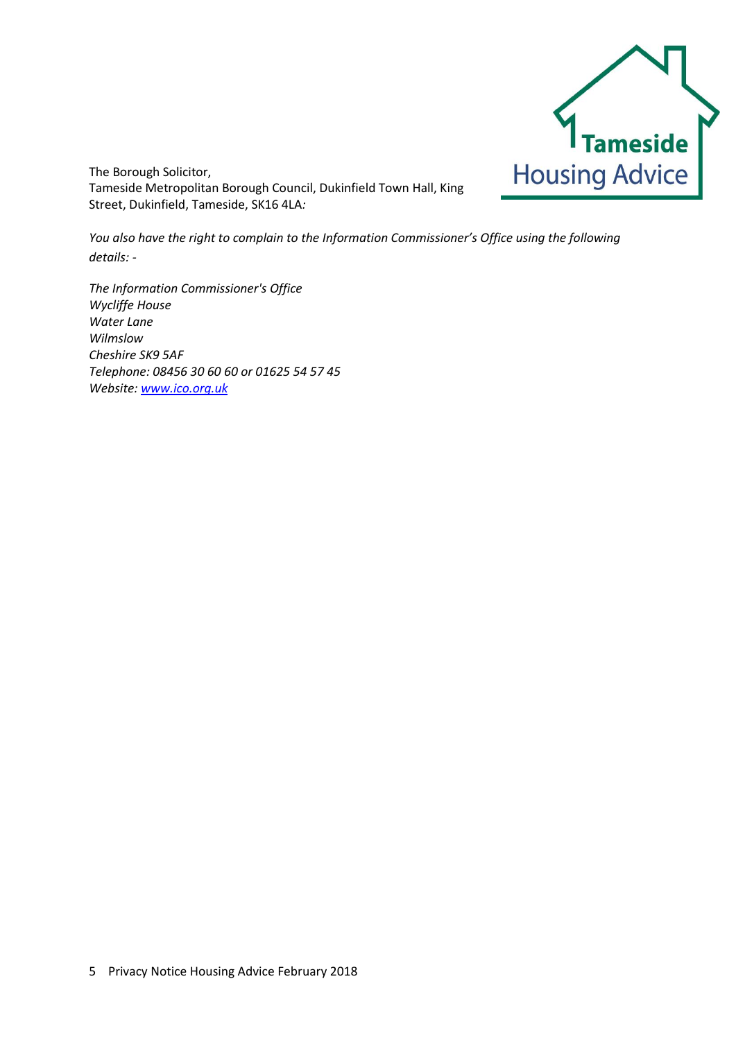The Borough Solicitor,
Tameside Metropolitan Borough Council, Dukinfield Town Hall, King Street, Dukinfield, Tameside, SK16 4LA*:*

*You also have the right to complain to the Information Commissioner's Office using the following details: -*

*The Information Commissioner's Office*
*Wycliffe House*
*Water Lane*
*Wilmslow*
*Cheshire SK9 5AF*
*Telephone: 08456 30 60 60 or 01625 54 57 45*
*Website: [www.ico.org.uk](http://www.ico.org.uk)*